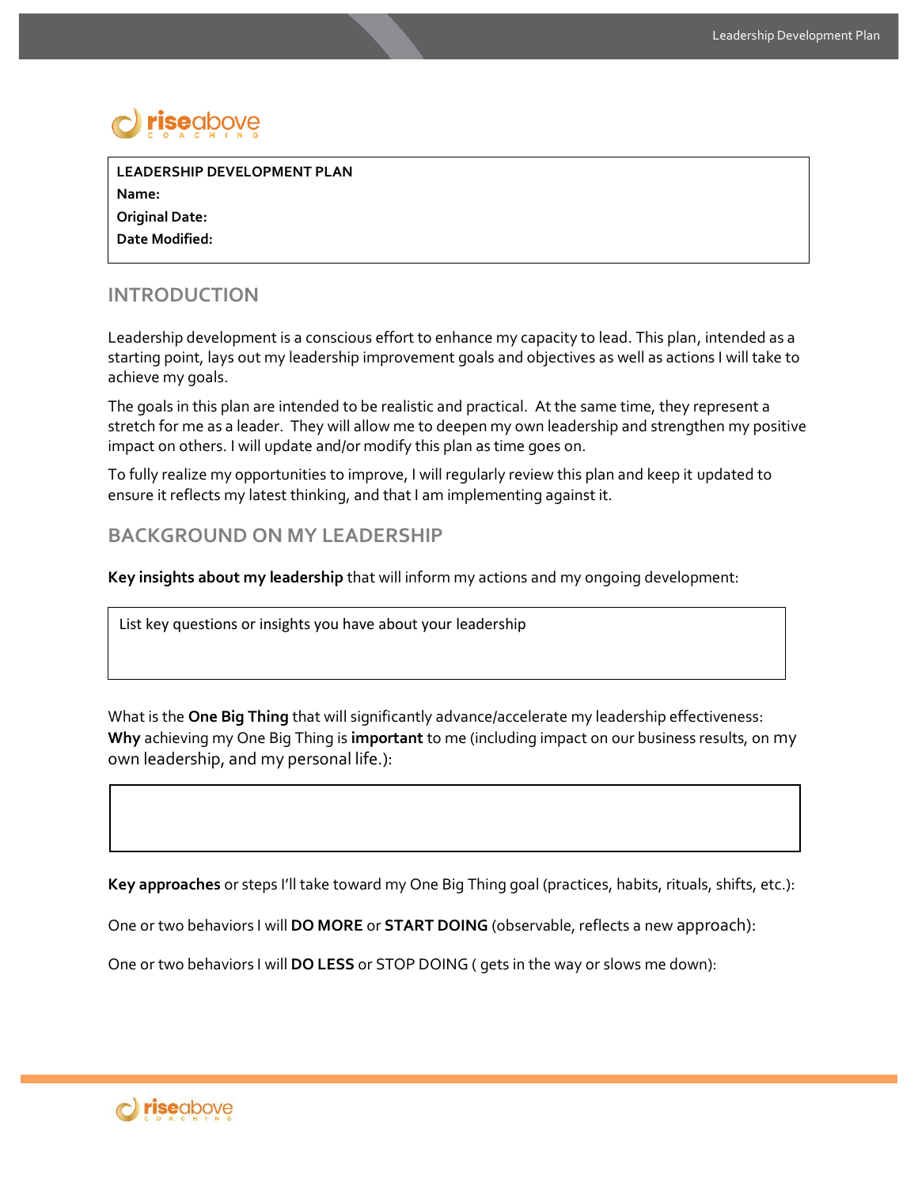| LEADERSHIP DEVELOPMENT PLAN |
|---|
| **Name:** |
| **Original Date:** |
| **Date Modified:** |

## INTRODUCTION

Leadership development is a conscious effort to enhance my capacity to lead. This plan, intended as a starting point, lays out my leadership improvement goals and objectives as well as actions I will take to achieve my goals.

The goals in this plan are intended to be realistic and practical. At the same time, they represent a stretch for me as a leader. They will allow me to deepen my own leadership and strengthen my positive impact on others. I will update and/or modify this plan as time goes on.

To fully realize my opportunities to improve, I will regularly review this plan and keep it updated to ensure it reflects my latest thinking, and that I am implementing against it.

## BACKGROUND ON MY LEADERSHIP

**Key insights about my leadership** that will inform my actions and my ongoing development:

| List key questions or insights you have about your leadership |
|---|

What is the **One Big Thing** that will significantly advance/accelerate my leadership effectiveness:
**Why** achieving my One Big Thing is **important** to me (including impact on our business results, on my own leadership, and my personal life.):

| |
|---|

**Key approaches** or steps I'll take toward my One Big Thing goal (practices, habits, rituals, shifts, etc.):

One or two behaviors I will **DO MORE** or **START DOING** (observable, reflects a new approach):

One or two behaviors I will **DO LESS** or STOP DOING ( gets in the way or slows me down):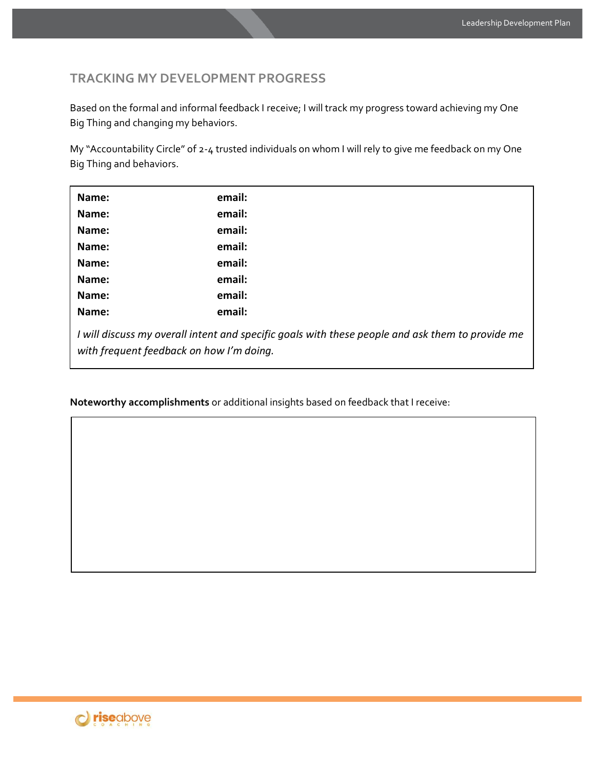## TRACKING MY DEVELOPMENT PROGRESS

Based on the formal and informal feedback I receive; I will track my progress toward achieving my One Big Thing and changing my behaviors.

My "Accountability Circle" of 2-4 trusted individuals on whom I will rely to give me feedback on my One Big Thing and behaviors.

| | |
|---|---|
| **Name:** | **email:** |
| **Name:** | **email:** |
| **Name:** | **email:** |
| **Name:** | **email:** |
| **Name:** | **email:** |
| **Name:** | **email:** |
| **Name:** | **email:** |
| **Name:** | **email:** |

*I will discuss my overall intent and specific goals with these people and ask them to provide me with frequent feedback on how I'm doing.*

**Noteworthy accomplishments** or additional insights based on feedback that I receive: